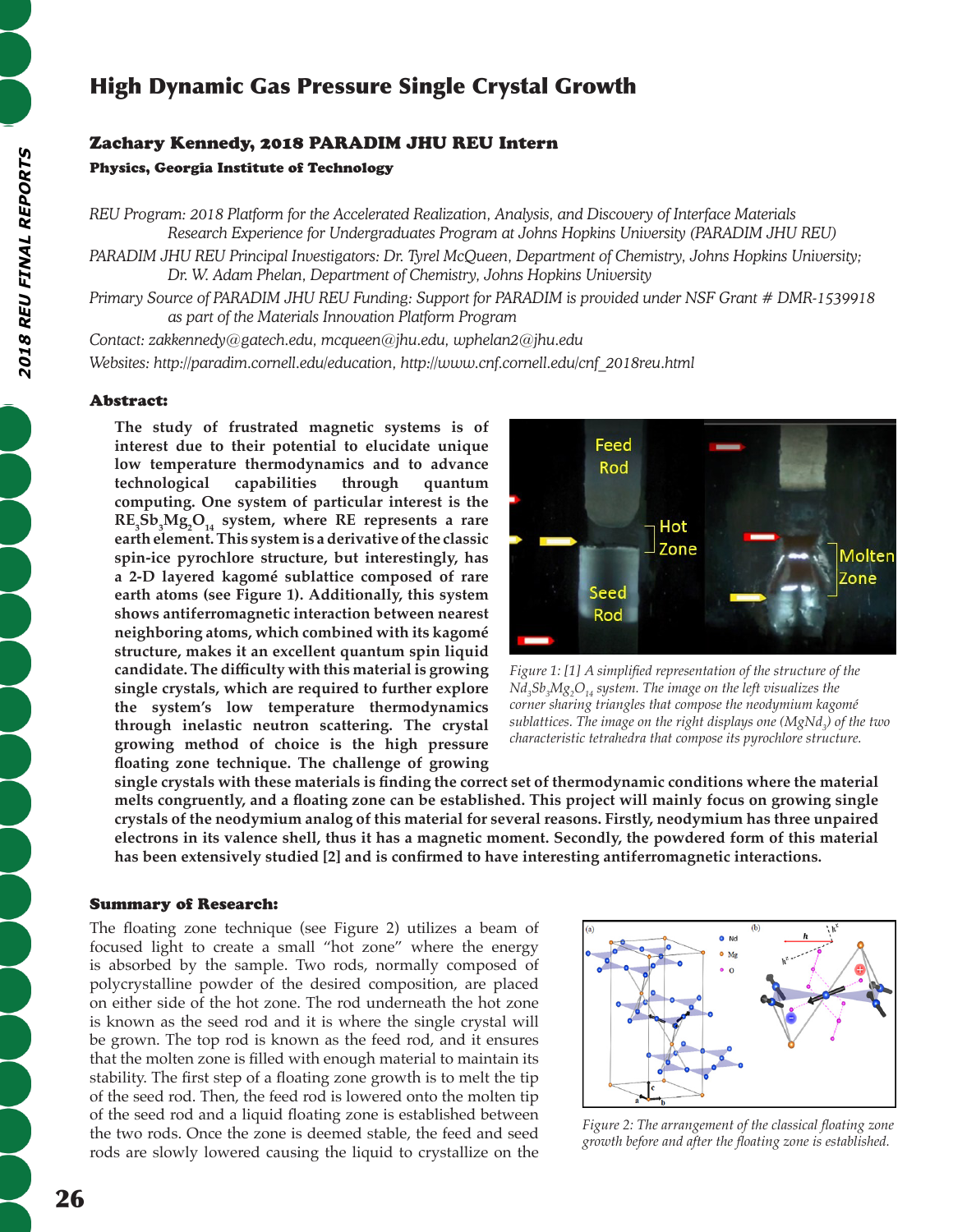# High Dynamic Gas Pressure Single Crystal Growth

## Zachary Kennedy, 2018 PARADIM JHU REU Intern

**Physics, Georgia Institute of Technology**

*REU Program: 2018 Platform for the Accelerated Realization, Analysis, and Discovery of Interface Materials Research Experience for Undergraduates Program at Johns Hopkins University (PARADIM JHU REU)*

*PARADIM JHU REU Principal Investigators: Dr. Tyrel McQueen, Department of Chemistry, Johns Hopkins University; Dr. W. Adam Phelan, Department of Chemistry, Johns Hopkins University*

*Primary Source of PARADIM JHU REU Funding: Support for PARADIM is provided under NSF Grant # DMR-1539918 as part of the Materials Innovation Platform Program*

*Contact: zakkennedy@gatech.edu, mcqueen@jhu.edu, wphelan2@jhu.edu*

*Websites: http://paradim.cornell.edu/education, http://www.cnf.cornell.edu/cnf_2018reu.html*

### Abstract:

**The study of frustrated magnetic systems is of interest due to their potential to elucidate unique low temperature thermodynamics and to advance technological capabilities through quantum computing. One system of particular interest is the $RE_3Sb_3Mg_2O_{14}$ system, where RE represents a rare earth element. This system is a derivative of the classic spin-ice pyrochlore structure, but interestingly, has a 2-D layered kagomé sublattice composed of rare earth atoms (see Figure 1). Additionally, this system shows antiferromagnetic interaction between nearest neighboring atoms, which combined with its kagomé structure, makes it an excellent quantum spin liquid candidate. The difficulty with this material is growing single crystals, which are required to further explore the system's low temperature thermodynamics through inelastic neutron scattering. The crystal growing method of choice is the high pressure floating zone technique. The challenge of growing single crystals with these materials is finding the correct set of thermodynamic conditions where the material melts congruently, and a floating zone can be established. This project will mainly focus on growing single crystals of the neodymium analog of this material for several reasons. Firstly, neodymium has three unpaired electrons in its valence shell, thus it has a magnetic moment. Secondly, the powdered form of this material has been extensively studied [2] and is confirmed to have interesting antiferromagnetic interactions.**

*Figure 1: [1] A simplified representation of the structure of the $Nd_3Sb_3Mg_2O_{14}$ system. The image on the left visualizes the corner sharing triangles that compose the neodymium kagomé sublattices. The image on the right displays one ($MgNd_3$) of the two characteristic tetrahedra that compose its pyrochlore structure.*

### Summary of Research:

The floating zone technique (see Figure 2) utilizes a beam of focused light to create a small "hot zone" where the energy is absorbed by the sample. Two rods, normally composed of polycrystalline powder of the desired composition, are placed on either side of the hot zone. The rod underneath the hot zone is known as the seed rod and it is where the single crystal will be grown. The top rod is known as the feed rod, and it ensures that the molten zone is filled with enough material to maintain its stability. The first step of a floating zone growth is to melt the tip of the seed rod. Then, the feed rod is lowered onto the molten tip of the seed rod and a liquid floating zone is established between the two rods. Once the zone is deemed stable, the feed and seed rods are slowly lowered causing the liquid to crystallize on the

*Figure 2: The arrangement of the classical floating zone growth before and after the floating zone is established.*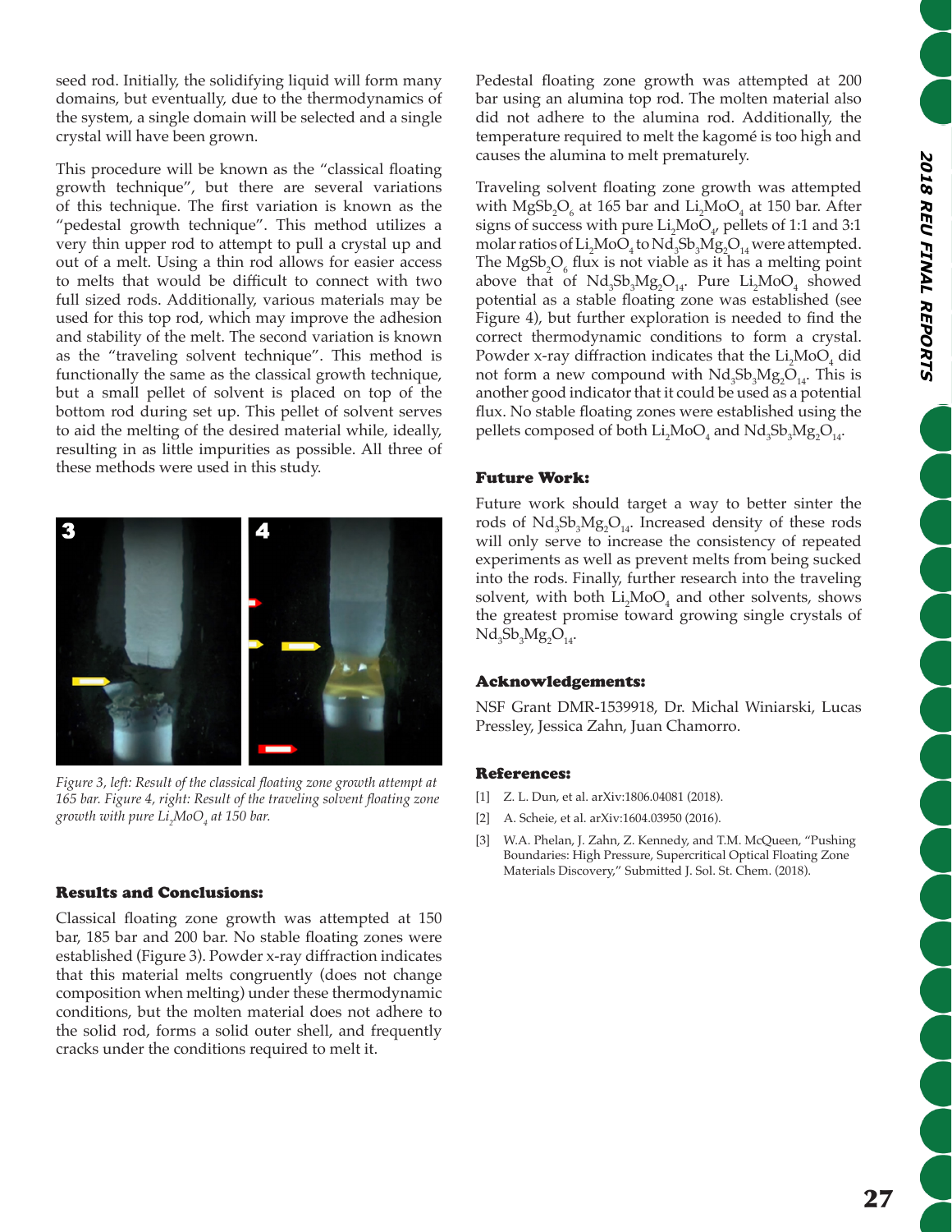seed rod. Initially, the solidifying liquid will form many domains, but eventually, due to the thermodynamics of the system, a single domain will be selected and a single crystal will have been grown.

This procedure will be known as the "classical floating growth technique", but there are several variations of this technique. The first variation is known as the "pedestal growth technique". This method utilizes a very thin upper rod to attempt to pull a crystal up and out of a melt. Using a thin rod allows for easier access to melts that would be difficult to connect with two full sized rods. Additionally, various materials may be used for this top rod, which may improve the adhesion and stability of the melt. The second variation is known as the "traveling solvent technique". This method is functionally the same as the classical growth technique, but a small pellet of solvent is placed on top of the bottom rod during set up. This pellet of solvent serves to aid the melting of the desired material while, ideally, resulting in as little impurities as possible. All three of these methods were used in this study.

*Figure 3, left: Result of the classical floating zone growth attempt at 165 bar. Figure 4, right: Result of the traveling solvent floating zone growth with pure $Li_2MoO_4$ at 150 bar.*

## Results and Conclusions:

Classical floating zone growth was attempted at 150 bar, 185 bar and 200 bar. No stable floating zones were established (Figure 3). Powder x-ray diffraction indicates that this material melts congruently (does not change composition when melting) under these thermodynamic conditions, but the molten material does not adhere to the solid rod, forms a solid outer shell, and frequently cracks under the conditions required to melt it.

Pedestal floating zone growth was attempted at 200 bar using an alumina top rod. The molten material also did not adhere to the alumina rod. Additionally, the temperature required to melt the kagomé is too high and causes the alumina to melt prematurely.

Traveling solvent floating zone growth was attempted with $MgSb_2O_6$ at 165 bar and $Li_2MoO_4$ at 150 bar. After signs of success with pure $Li_2MoO_4$, pellets of 1:1 and 3:1 molar ratios of $Li_2MoO_4$ to $Nd_3Sb_3Mg_2O_{14}$ were attempted. The $MgSb_2O_6$ flux is not viable as it has a melting point above that of $Nd_3Sb_3Mg_2O_{14}$. Pure $Li_2MoO_4$ showed potential as a stable floating zone was established (see Figure 4), but further exploration is needed to find the correct thermodynamic conditions to form a crystal. Powder x-ray diffraction indicates that the $Li_2MoO_4$ did not form a new compound with $Nd_3Sb_3Mg_2O_{14}$. This is another good indicator that it could be used as a potential flux. No stable floating zones were established using the pellets composed of both $Li_2MoO_4$ and $Nd_3Sb_3Mg_2O_{14}$.

## Future Work:

Future work should target a way to better sinter the rods of $Nd_3Sb_3Mg_2O_{14}$. Increased density of these rods will only serve to increase the consistency of repeated experiments as well as prevent melts from being sucked into the rods. Finally, further research into the traveling solvent, with both $Li_2MoO_4$ and other solvents, shows the greatest promise toward growing single crystals of $Nd_3Sb_3Mg_2O_{14}$.

## Acknowledgements:

NSF Grant DMR-1539918, Dr. Michal Winiarski, Lucas Pressley, Jessica Zahn, Juan Chamorro.

## References:

[1] Z. L. Dun, et al. arXiv:1806.04081 (2018).

[2] A. Scheie, et al. arXiv:1604.03950 (2016).

[3] W.A. Phelan, J. Zahn, Z. Kennedy, and T.M. McQueen, "Pushing Boundaries: High Pressure, Supercritical Optical Floating Zone Materials Discovery," Submitted J. Sol. St. Chem. (2018).